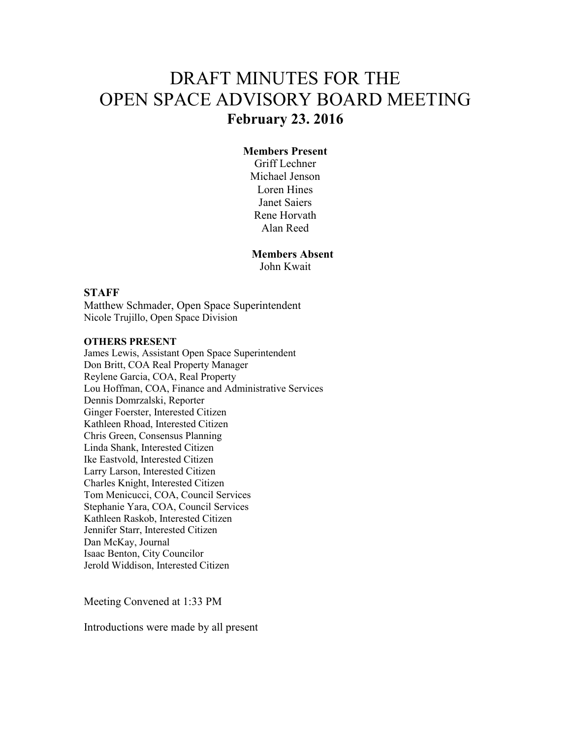# DRAFT MINUTES FOR THE OPEN SPACE ADVISORY BOARD MEETING

## February 23. 2016

**Members Present**

Griff Lechner
Michael Jenson
Loren Hines
Janet Saiers
Rene Horvath
Alan Reed

**Members Absent**

John Kwait

**STAFF**

Matthew Schmader, Open Space Superintendent
Nicole Trujillo, Open Space Division

**OTHERS PRESENT**

James Lewis, Assistant Open Space Superintendent
Don Britt, COA Real Property Manager
Reylene Garcia, COA, Real Property
Lou Hoffman, COA, Finance and Administrative Services
Dennis Domrzalski, Reporter
Ginger Foerster, Interested Citizen
Kathleen Rhoad, Interested Citizen
Chris Green, Consensus Planning
Linda Shank, Interested Citizen
Ike Eastvold, Interested Citizen
Larry Larson, Interested Citizen
Charles Knight, Interested Citizen
Tom Menicucci, COA, Council Services
Stephanie Yara, COA, Council Services
Kathleen Raskob, Interested Citizen
Jennifer Starr, Interested Citizen
Dan McKay, Journal
Isaac Benton, City Councilor
Jerold Widdison, Interested Citizen

Meeting Convened at 1:33 PM

Introductions were made by all present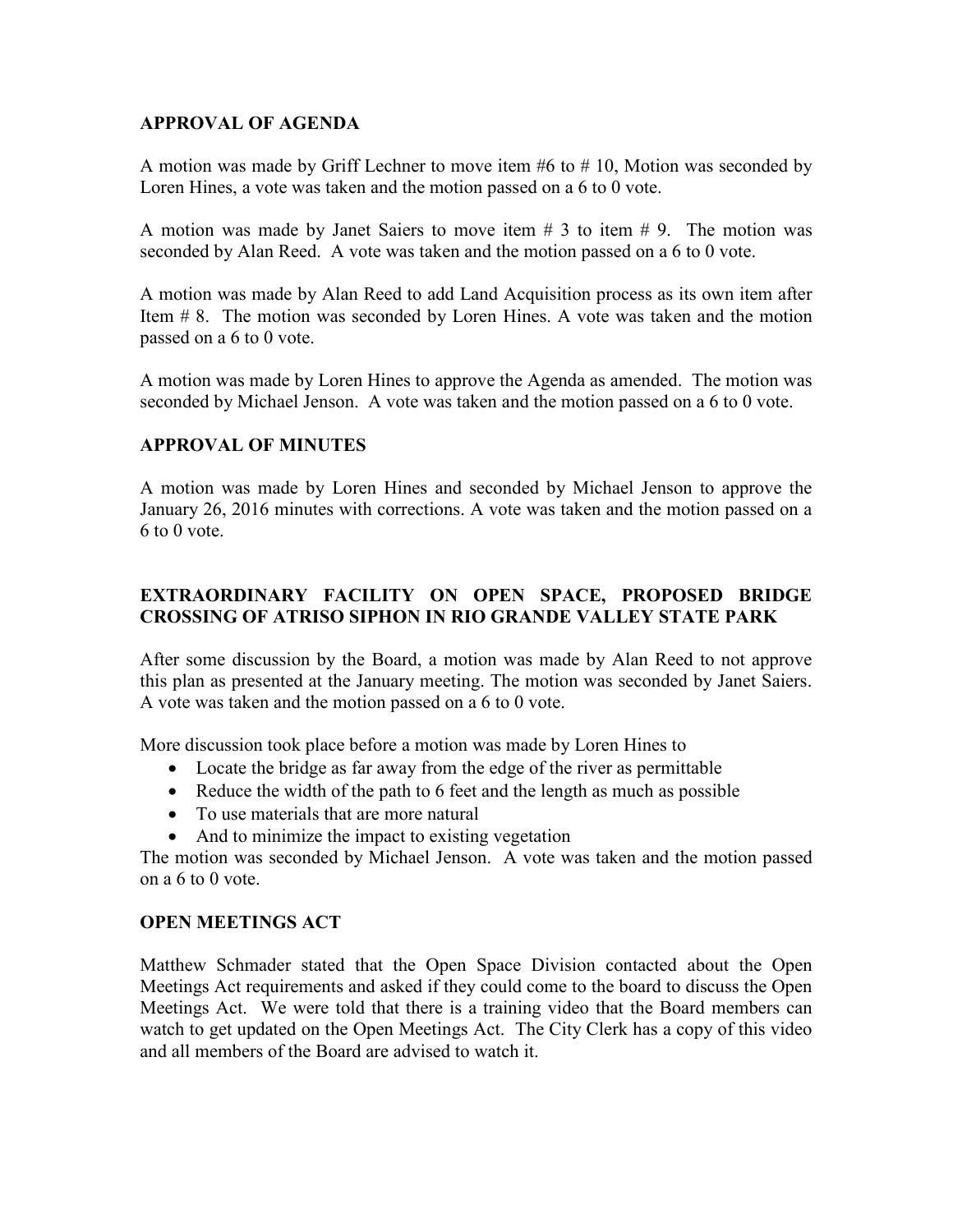## APPROVAL OF AGENDA

A motion was made by Griff Lechner to move item #6 to # 10, Motion was seconded by Loren Hines, a vote was taken and the motion passed on a 6 to 0 vote.

A motion was made by Janet Saiers to move item # 3 to item # 9. The motion was seconded by Alan Reed. A vote was taken and the motion passed on a 6 to 0 vote.

A motion was made by Alan Reed to add Land Acquisition process as its own item after Item # 8. The motion was seconded by Loren Hines. A vote was taken and the motion passed on a 6 to 0 vote.

A motion was made by Loren Hines to approve the Agenda as amended. The motion was seconded by Michael Jenson. A vote was taken and the motion passed on a 6 to 0 vote.

## APPROVAL OF MINUTES

A motion was made by Loren Hines and seconded by Michael Jenson to approve the January 26, 2016 minutes with corrections. A vote was taken and the motion passed on a 6 to 0 vote.

## EXTRAORDINARY FACILITY ON OPEN SPACE, PROPOSED BRIDGE CROSSING OF ATRISO SIPHON IN RIO GRANDE VALLEY STATE PARK

After some discussion by the Board, a motion was made by Alan Reed to not approve this plan as presented at the January meeting. The motion was seconded by Janet Saiers. A vote was taken and the motion passed on a 6 to 0 vote.

More discussion took place before a motion was made by Loren Hines to

- Locate the bridge as far away from the edge of the river as permittable
- Reduce the width of the path to 6 feet and the length as much as possible
- To use materials that are more natural
- And to minimize the impact to existing vegetation

The motion was seconded by Michael Jenson. A vote was taken and the motion passed on a 6 to 0 vote.

## OPEN MEETINGS ACT

Matthew Schmader stated that the Open Space Division contacted about the Open Meetings Act requirements and asked if they could come to the board to discuss the Open Meetings Act. We were told that there is a training video that the Board members can watch to get updated on the Open Meetings Act. The City Clerk has a copy of this video and all members of the Board are advised to watch it.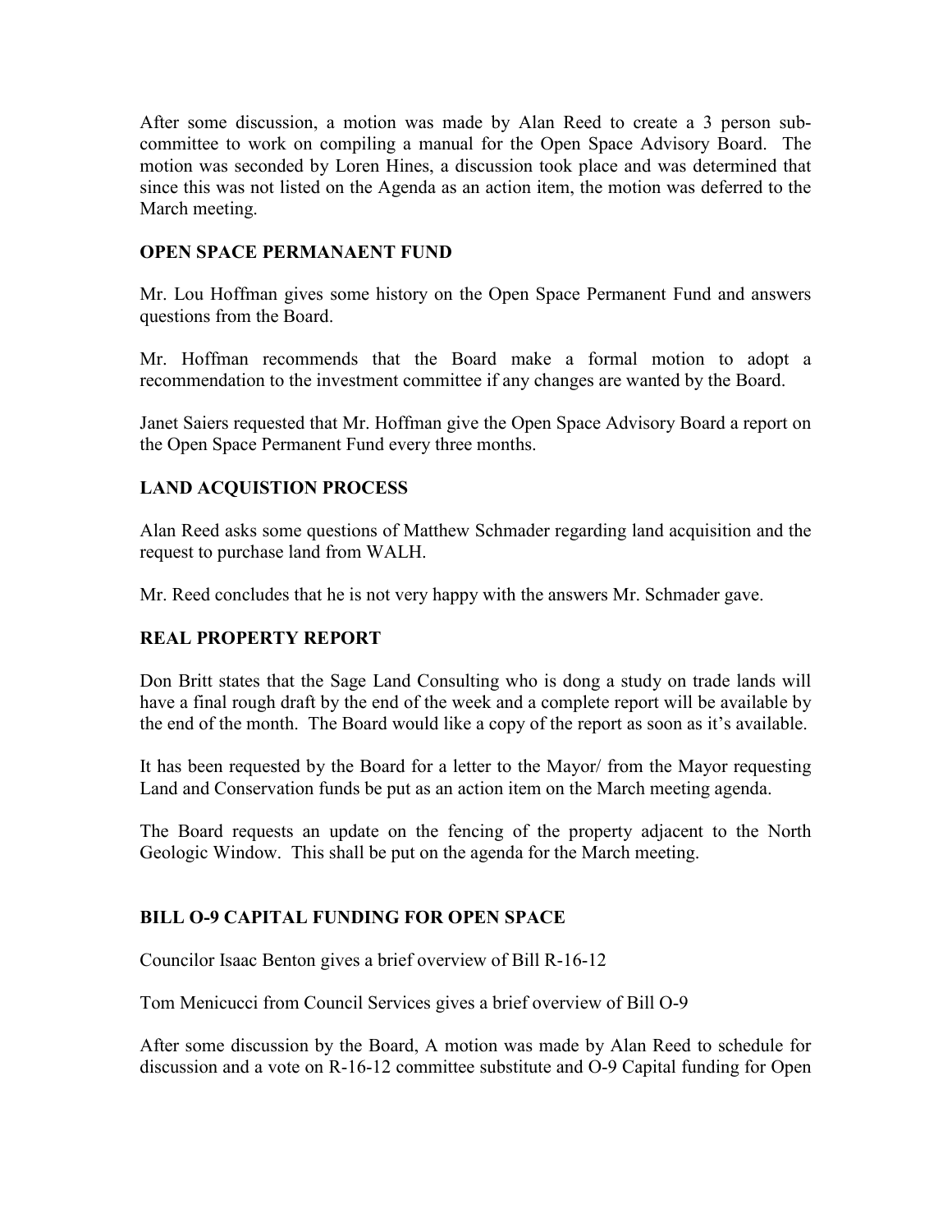After some discussion, a motion was made by Alan Reed to create a 3 person sub-committee to work on compiling a manual for the Open Space Advisory Board. The motion was seconded by Loren Hines, a discussion took place and was determined that since this was not listed on the Agenda as an action item, the motion was deferred to the March meeting.

## OPEN SPACE PERMANAENT FUND

Mr. Lou Hoffman gives some history on the Open Space Permanent Fund and answers questions from the Board.

Mr. Hoffman recommends that the Board make a formal motion to adopt a recommendation to the investment committee if any changes are wanted by the Board.

Janet Saiers requested that Mr. Hoffman give the Open Space Advisory Board a report on the Open Space Permanent Fund every three months.

## LAND ACQUISTION PROCESS

Alan Reed asks some questions of Matthew Schmader regarding land acquisition and the request to purchase land from WALH.

Mr. Reed concludes that he is not very happy with the answers Mr. Schmader gave.

## REAL PROPERTY REPORT

Don Britt states that the Sage Land Consulting who is dong a study on trade lands will have a final rough draft by the end of the week and a complete report will be available by the end of the month. The Board would like a copy of the report as soon as it's available.

It has been requested by the Board for a letter to the Mayor/ from the Mayor requesting Land and Conservation funds be put as an action item on the March meeting agenda.

The Board requests an update on the fencing of the property adjacent to the North Geologic Window. This shall be put on the agenda for the March meeting.

## BILL O-9 CAPITAL FUNDING FOR OPEN SPACE

Councilor Isaac Benton gives a brief overview of Bill R-16-12

Tom Menicucci from Council Services gives a brief overview of Bill O-9

After some discussion by the Board, A motion was made by Alan Reed to schedule for discussion and a vote on R-16-12 committee substitute and O-9 Capital funding for Open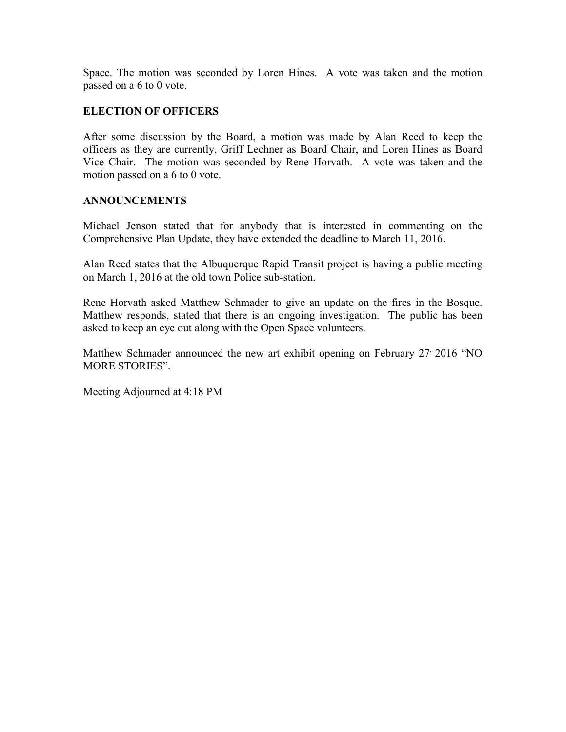Space. The motion was seconded by Loren Hines. A vote was taken and the motion passed on a 6 to 0 vote.

**ELECTION OF OFFICERS**

After some discussion by the Board, a motion was made by Alan Reed to keep the officers as they are currently, Griff Lechner as Board Chair, and Loren Hines as Board Vice Chair. The motion was seconded by Rene Horvath. A vote was taken and the motion passed on a 6 to 0 vote.

**ANNOUNCEMENTS**

Michael Jenson stated that for anybody that is interested in commenting on the Comprehensive Plan Update, they have extended the deadline to March 11, 2016.

Alan Reed states that the Albuquerque Rapid Transit project is having a public meeting on March 1, 2016 at the old town Police sub-station.

Rene Horvath asked Matthew Schmader to give an update on the fires in the Bosque. Matthew responds, stated that there is an ongoing investigation. The public has been asked to keep an eye out along with the Open Space volunteers.

Matthew Schmader announced the new art exhibit opening on February 27, 2016 "NO MORE STORIES".

Meeting Adjourned at 4:18 PM